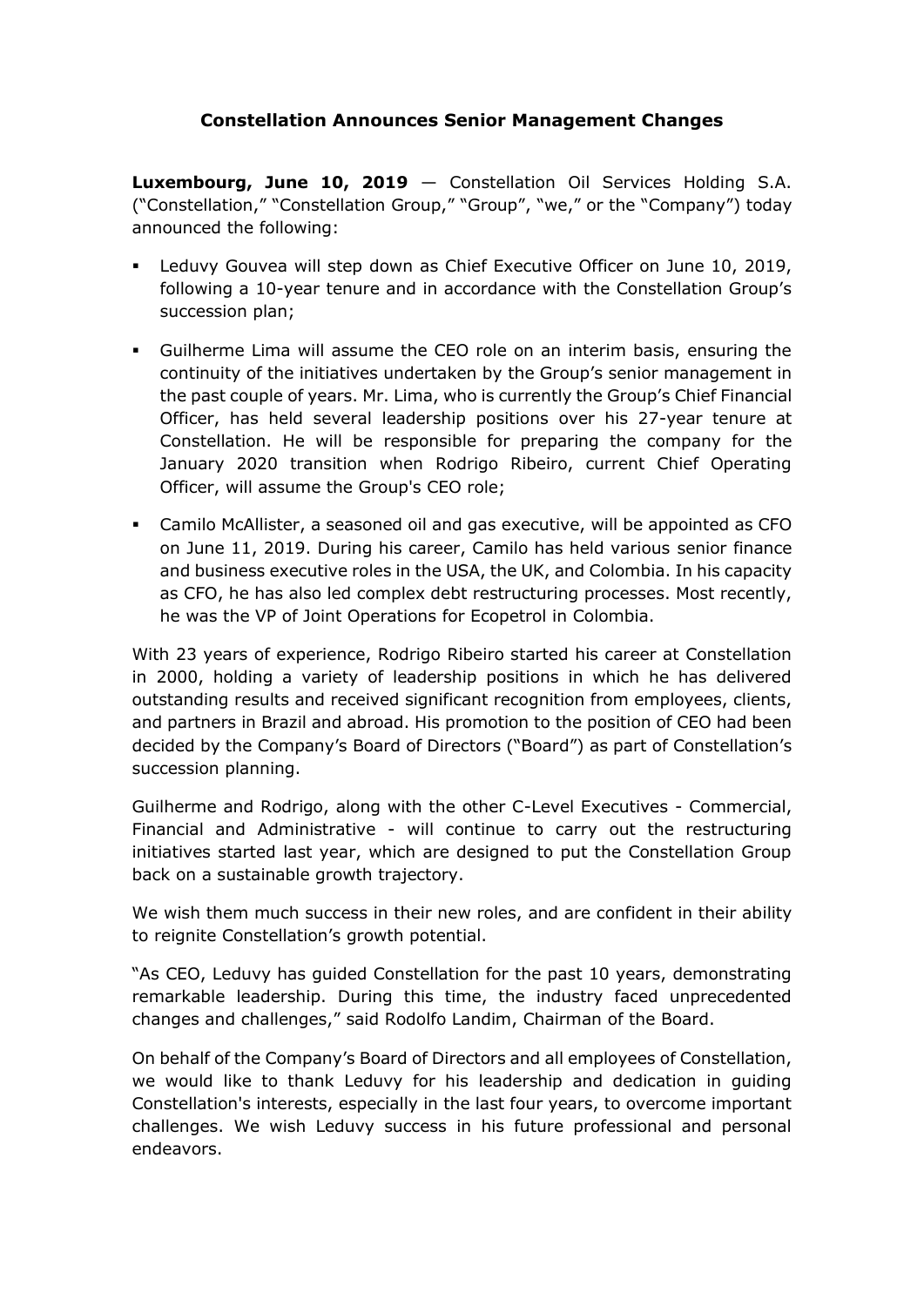# Constellation Announces Senior Management Changes

**Luxembourg, June 10, 2019** — Constellation Oil Services Holding S.A. ("Constellation," "Constellation Group," "Group", "we," or the "Company") today announced the following:

- Leduvy Gouvea will step down as Chief Executive Officer on June 10, 2019, following a 10-year tenure and in accordance with the Constellation Group's succession plan;
- Guilherme Lima will assume the CEO role on an interim basis, ensuring the continuity of the initiatives undertaken by the Group's senior management in the past couple of years. Mr. Lima, who is currently the Group's Chief Financial Officer, has held several leadership positions over his 27-year tenure at Constellation. He will be responsible for preparing the company for the January 2020 transition when Rodrigo Ribeiro, current Chief Operating Officer, will assume the Group's CEO role;
- Camilo McAllister, a seasoned oil and gas executive, will be appointed as CFO on June 11, 2019. During his career, Camilo has held various senior finance and business executive roles in the USA, the UK, and Colombia. In his capacity as CFO, he has also led complex debt restructuring processes. Most recently, he was the VP of Joint Operations for Ecopetrol in Colombia.

With 23 years of experience, Rodrigo Ribeiro started his career at Constellation in 2000, holding a variety of leadership positions in which he has delivered outstanding results and received significant recognition from employees, clients, and partners in Brazil and abroad. His promotion to the position of CEO had been decided by the Company's Board of Directors ("Board") as part of Constellation's succession planning.

Guilherme and Rodrigo, along with the other C-Level Executives - Commercial, Financial and Administrative - will continue to carry out the restructuring initiatives started last year, which are designed to put the Constellation Group back on a sustainable growth trajectory.

We wish them much success in their new roles, and are confident in their ability to reignite Constellation's growth potential.

"As CEO, Leduvy has guided Constellation for the past 10 years, demonstrating remarkable leadership. During this time, the industry faced unprecedented changes and challenges," said Rodolfo Landim, Chairman of the Board.

On behalf of the Company's Board of Directors and all employees of Constellation, we would like to thank Leduvy for his leadership and dedication in guiding Constellation's interests, especially in the last four years, to overcome important challenges. We wish Leduvy success in his future professional and personal endeavors.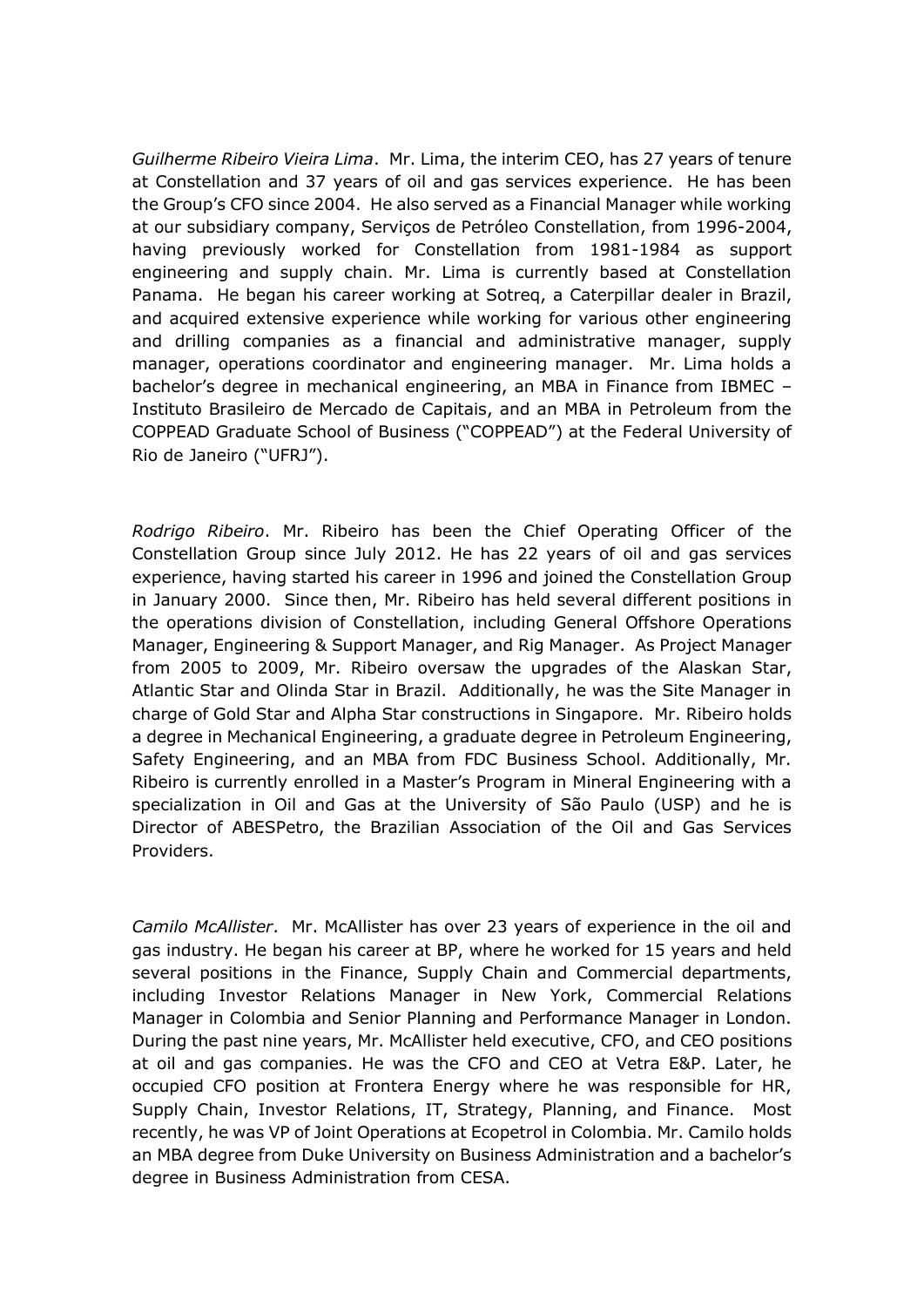*Guilherme Ribeiro Vieira Lima*. Mr. Lima, the interim CEO, has 27 years of tenure at Constellation and 37 years of oil and gas services experience. He has been the Group's CFO since 2004. He also served as a Financial Manager while working at our subsidiary company, Serviços de Petróleo Constellation, from 1996-2004, having previously worked for Constellation from 1981-1984 as support engineering and supply chain. Mr. Lima is currently based at Constellation Panama. He began his career working at Sotreq, a Caterpillar dealer in Brazil, and acquired extensive experience while working for various other engineering and drilling companies as a financial and administrative manager, supply manager, operations coordinator and engineering manager. Mr. Lima holds a bachelor's degree in mechanical engineering, an MBA in Finance from IBMEC – Instituto Brasileiro de Mercado de Capitais, and an MBA in Petroleum from the COPPEAD Graduate School of Business ("COPPEAD") at the Federal University of Rio de Janeiro ("UFRJ").

*Rodrigo Ribeiro*. Mr. Ribeiro has been the Chief Operating Officer of the Constellation Group since July 2012. He has 22 years of oil and gas services experience, having started his career in 1996 and joined the Constellation Group in January 2000. Since then, Mr. Ribeiro has held several different positions in the operations division of Constellation, including General Offshore Operations Manager, Engineering & Support Manager, and Rig Manager. As Project Manager from 2005 to 2009, Mr. Ribeiro oversaw the upgrades of the Alaskan Star, Atlantic Star and Olinda Star in Brazil. Additionally, he was the Site Manager in charge of Gold Star and Alpha Star constructions in Singapore. Mr. Ribeiro holds a degree in Mechanical Engineering, a graduate degree in Petroleum Engineering, Safety Engineering, and an MBA from FDC Business School. Additionally, Mr. Ribeiro is currently enrolled in a Master's Program in Mineral Engineering with a specialization in Oil and Gas at the University of São Paulo (USP) and he is Director of ABESPetro, the Brazilian Association of the Oil and Gas Services Providers.

*Camilo McAllister*. Mr. McAllister has over 23 years of experience in the oil and gas industry. He began his career at BP, where he worked for 15 years and held several positions in the Finance, Supply Chain and Commercial departments, including Investor Relations Manager in New York, Commercial Relations Manager in Colombia and Senior Planning and Performance Manager in London. During the past nine years, Mr. McAllister held executive, CFO, and CEO positions at oil and gas companies. He was the CFO and CEO at Vetra E&P. Later, he occupied CFO position at Frontera Energy where he was responsible for HR, Supply Chain, Investor Relations, IT, Strategy, Planning, and Finance. Most recently, he was VP of Joint Operations at Ecopetrol in Colombia. Mr. Camilo holds an MBA degree from Duke University on Business Administration and a bachelor's degree in Business Administration from CESA.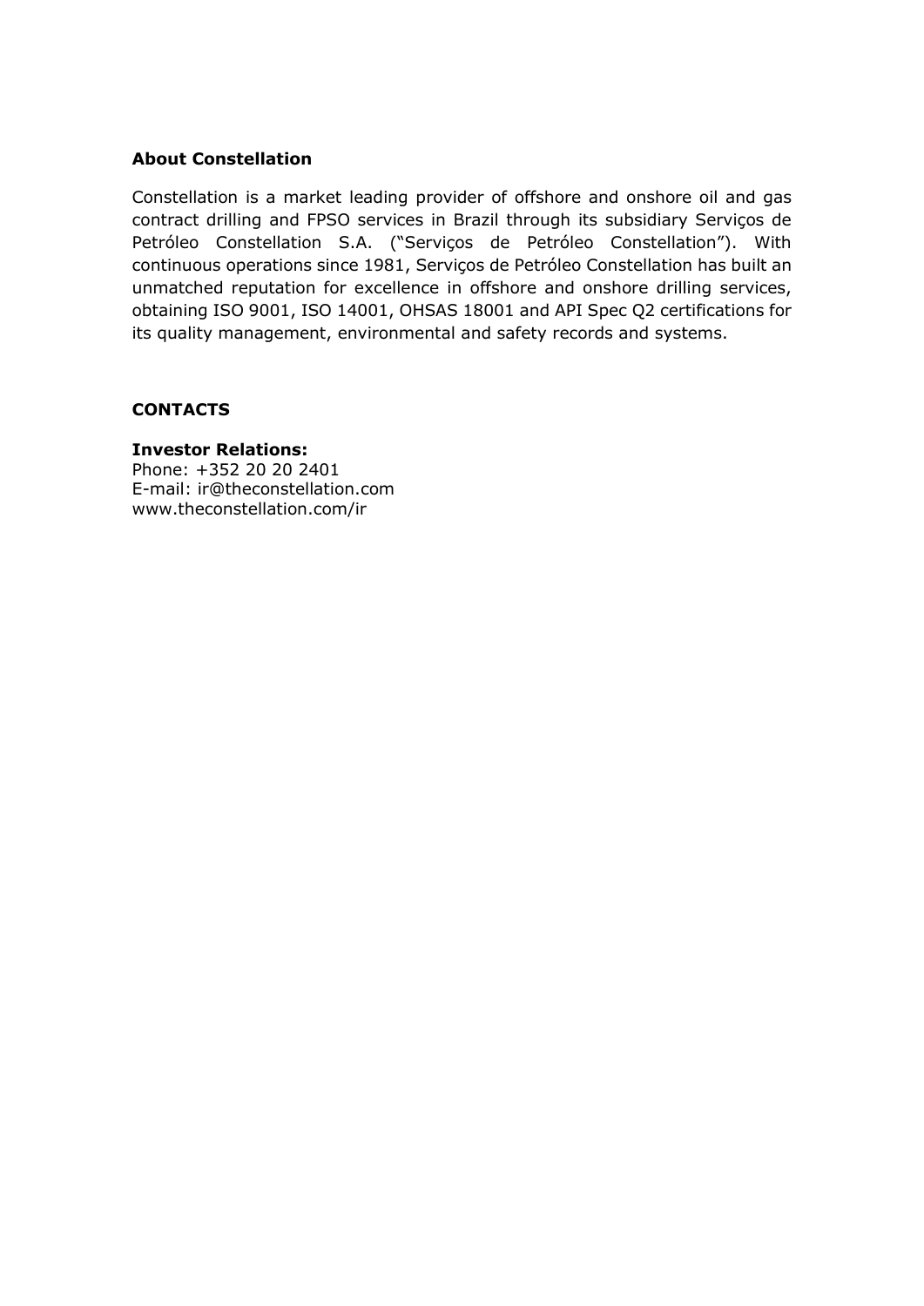**About Constellation**

Constellation is a market leading provider of offshore and onshore oil and gas contract drilling and FPSO services in Brazil through its subsidiary Serviços de Petróleo Constellation S.A. ("Serviços de Petróleo Constellation"). With continuous operations since 1981, Serviços de Petróleo Constellation has built an unmatched reputation for excellence in offshore and onshore drilling services, obtaining ISO 9001, ISO 14001, OHSAS 18001 and API Spec Q2 certifications for its quality management, environmental and safety records and systems.

**CONTACTS**

**Investor Relations:**
Phone: +352 20 20 2401
E-mail: ir@theconstellation.com
www.theconstellation.com/ir